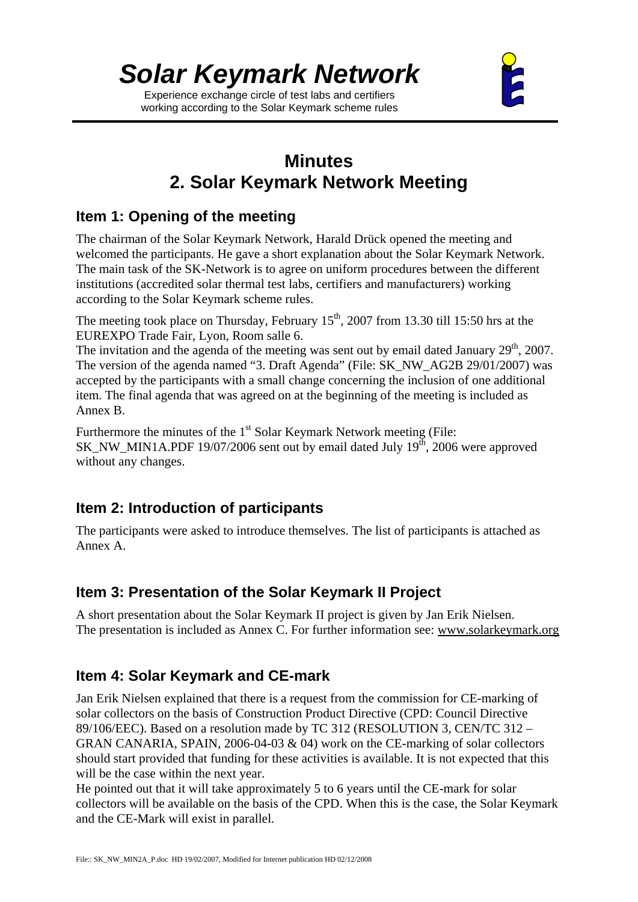# Solar Keymark Network

Experience exchange circle of test labs and certifiers working according to the Solar Keymark scheme rules

## Minutes
## 2. Solar Keymark Network Meeting

### Item 1: Opening of the meeting

The chairman of the Solar Keymark Network, Harald Drück opened the meeting and welcomed the participants. He gave a short explanation about the Solar Keymark Network. The main task of the SK-Network is to agree on uniform procedures between the different institutions (accredited solar thermal test labs, certifiers and manufacturers) working according to the Solar Keymark scheme rules.

The meeting took place on Thursday, February 15th, 2007 from 13.30 till 15:50 hrs at the EUREXPO Trade Fair, Lyon, Room salle 6.
The invitation and the agenda of the meeting was sent out by email dated January 29th, 2007. The version of the agenda named "3. Draft Agenda" (File: SK_NW_AG2B 29/01/2007) was accepted by the participants with a small change concerning the inclusion of one additional item. The final agenda that was agreed on at the beginning of the meeting is included as Annex B.

Furthermore the minutes of the 1st Solar Keymark Network meeting (File: SK_NW_MIN1A.PDF 19/07/2006 sent out by email dated July 19th, 2006 were approved without any changes.

### Item 2: Introduction of participants

The participants were asked to introduce themselves. The list of participants is attached as Annex A.

### Item 3: Presentation of the Solar Keymark II Project

A short presentation about the Solar Keymark II project is given by Jan Erik Nielsen. The presentation is included as Annex C. For further information see: www.solarkeymark.org

### Item 4: Solar Keymark and CE-mark

Jan Erik Nielsen explained that there is a request from the commission for CE-marking of solar collectors on the basis of Construction Product Directive (CPD: Council Directive 89/106/EEC). Based on a resolution made by TC 312 (RESOLUTION 3, CEN/TC 312 – GRAN CANARIA, SPAIN, 2006-04-03 & 04) work on the CE-marking of solar collectors should start provided that funding for these activities is available. It is not expected that this will be the case within the next year.
He pointed out that it will take approximately 5 to 6 years until the CE-mark for solar collectors will be available on the basis of the CPD. When this is the case, the Solar Keymark and the CE-Mark will exist in parallel.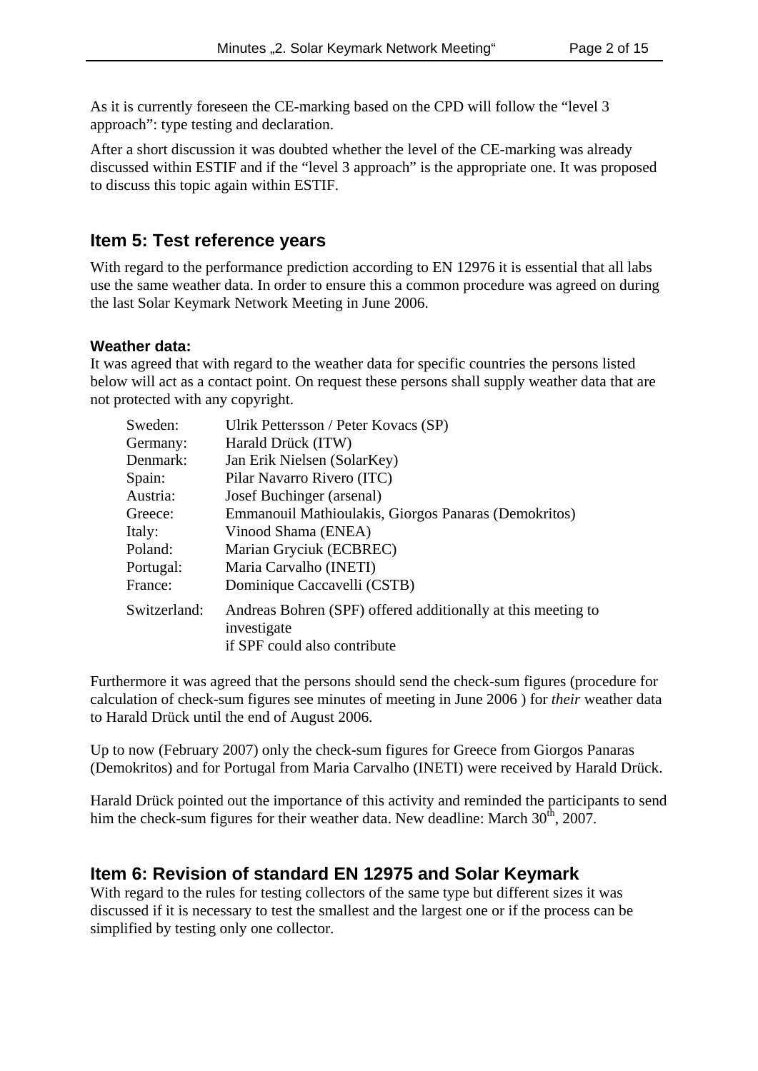As it is currently foreseen the CE-marking based on the CPD will follow the "level 3 approach": type testing and declaration.

After a short discussion it was doubted whether the level of the CE-marking was already discussed within ESTIF and if the "level 3 approach" is the appropriate one. It was proposed to discuss this topic again within ESTIF.

## Item 5: Test reference years

With regard to the performance prediction according to EN 12976 it is essential that all labs use the same weather data. In order to ensure this a common procedure was agreed on during the last Solar Keymark Network Meeting in June 2006.

### Weather data:

It was agreed that with regard to the weather data for specific countries the persons listed below will act as a contact point. On request these persons shall supply weather data that are not protected with any copyright.

| | |
|---|---|
| Sweden: | Ulrik Pettersson / Peter Kovacs (SP) |
| Germany: | Harald Drück (ITW) |
| Denmark: | Jan Erik Nielsen (SolarKey) |
| Spain: | Pilar Navarro Rivero (ITC) |
| Austria: | Josef Buchinger (arsenal) |
| Greece: | Emmanouil Mathioulakis, Giorgos Panaras (Demokritos) |
| Italy: | Vinood Shama (ENEA) |
| Poland: | Marian Gryciuk (ECBREC) |
| Portugal: | Maria Carvalho (INETI) |
| France: | Dominique Caccavelli (CSTB) |
| Switzerland: | Andreas Bohren (SPF) offered additionally at this meeting to investigate if SPF could also contribute |

Furthermore it was agreed that the persons should send the check-sum figures (procedure for calculation of check-sum figures see minutes of meeting in June 2006 ) for *their* weather data to Harald Drück until the end of August 2006.

Up to now (February 2007) only the check-sum figures for Greece from Giorgos Panaras (Demokritos) and for Portugal from Maria Carvalho (INETI) were received by Harald Drück.

Harald Drück pointed out the importance of this activity and reminded the participants to send him the check-sum figures for their weather data. New deadline: March 30th, 2007.

## Item 6: Revision of standard EN 12975 and Solar Keymark

With regard to the rules for testing collectors of the same type but different sizes it was discussed if it is necessary to test the smallest and the largest one or if the process can be simplified by testing only one collector.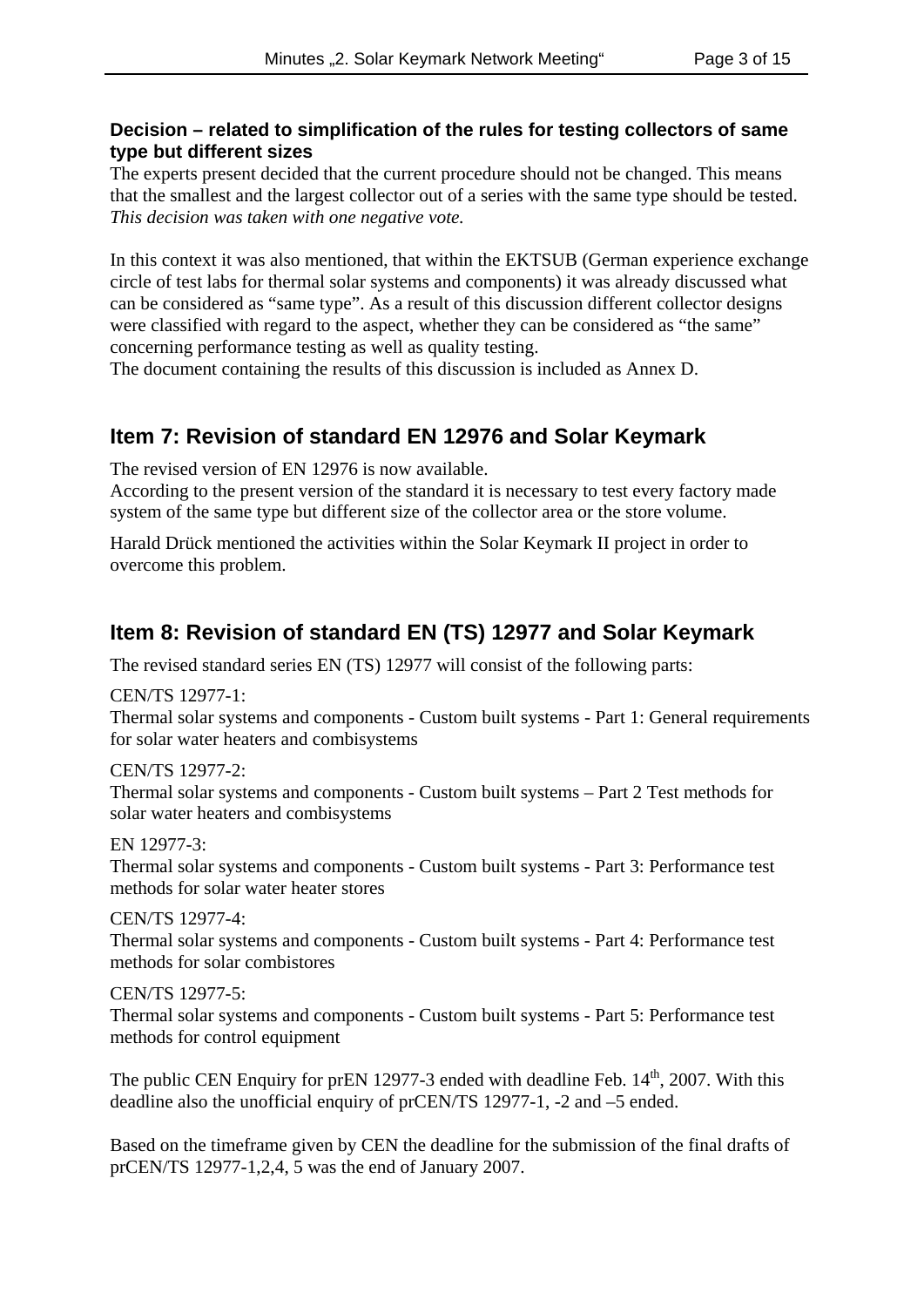**Decision – related to simplification of the rules for testing collectors of same type but different sizes**

The experts present decided that the current procedure should not be changed. This means that the smallest and the largest collector out of a series with the same type should be tested. *This decision was taken with one negative vote.*

In this context it was also mentioned, that within the EKTSUB (German experience exchange circle of test labs for thermal solar systems and components) it was already discussed what can be considered as "same type". As a result of this discussion different collector designs were classified with regard to the aspect, whether they can be considered as "the same" concerning performance testing as well as quality testing.
The document containing the results of this discussion is included as Annex D.

## Item 7: Revision of standard EN 12976 and Solar Keymark

The revised version of EN 12976 is now available.
According to the present version of the standard it is necessary to test every factory made system of the same type but different size of the collector area or the store volume.

Harald Drück mentioned the activities within the Solar Keymark II project in order to overcome this problem.

## Item 8: Revision of standard EN (TS) 12977 and Solar Keymark

The revised standard series EN (TS) 12977 will consist of the following parts:

CEN/TS 12977-1:
Thermal solar systems and components - Custom built systems - Part 1: General requirements for solar water heaters and combisystems

CEN/TS 12977-2:
Thermal solar systems and components - Custom built systems – Part 2 Test methods for solar water heaters and combisystems

EN 12977-3:
Thermal solar systems and components - Custom built systems - Part 3: Performance test methods for solar water heater stores

CEN/TS 12977-4:
Thermal solar systems and components - Custom built systems - Part 4: Performance test methods for solar combistores

CEN/TS 12977-5:
Thermal solar systems and components - Custom built systems - Part 5: Performance test methods for control equipment

The public CEN Enquiry for prEN 12977-3 ended with deadline Feb. 14th, 2007. With this deadline also the unofficial enquiry of prCEN/TS 12977-1, -2 and –5 ended.

Based on the timeframe given by CEN the deadline for the submission of the final drafts of prCEN/TS 12977-1,2,4, 5 was the end of January 2007.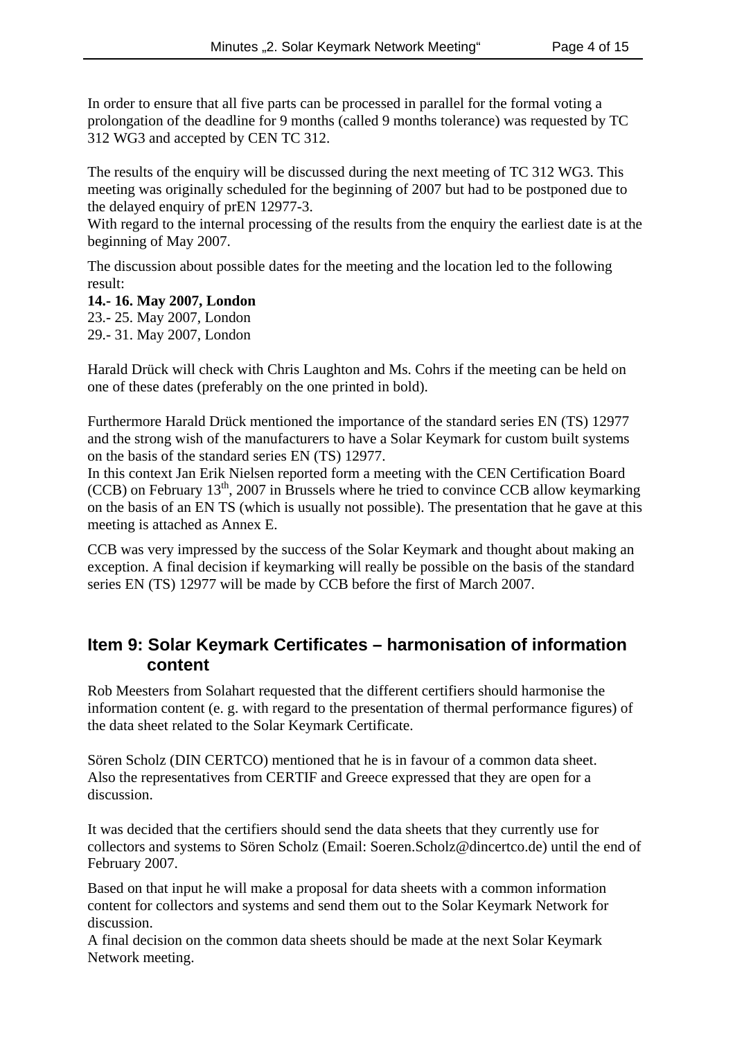In order to ensure that all five parts can be processed in parallel for the formal voting a prolongation of the deadline for 9 months (called 9 months tolerance) was requested by TC 312 WG3 and accepted by CEN TC 312.

The results of the enquiry will be discussed during the next meeting of TC 312 WG3. This meeting was originally scheduled for the beginning of 2007 but had to be postponed due to the delayed enquiry of prEN 12977-3.
With regard to the internal processing of the results from the enquiry the earliest date is at the beginning of May 2007.

The discussion about possible dates for the meeting and the location led to the following result:
**14.- 16. May 2007, London**
23.- 25. May 2007, London
29.- 31. May 2007, London

Harald Drück will check with Chris Laughton and Ms. Cohrs if the meeting can be held on one of these dates (preferably on the one printed in bold).

Furthermore Harald Drück mentioned the importance of the standard series EN (TS) 12977 and the strong wish of the manufacturers to have a Solar Keymark for custom built systems on the basis of the standard series EN (TS) 12977.
In this context Jan Erik Nielsen reported form a meeting with the CEN Certification Board (CCB) on February 13th, 2007 in Brussels where he tried to convince CCB allow keymarking on the basis of an EN TS (which is usually not possible). The presentation that he gave at this meeting is attached as Annex E.

CCB was very impressed by the success of the Solar Keymark and thought about making an exception. A final decision if keymarking will really be possible on the basis of the standard series EN (TS) 12977 will be made by CCB before the first of March 2007.

## Item 9: Solar Keymark Certificates – harmonisation of information content

Rob Meesters from Solahart requested that the different certifiers should harmonise the information content (e. g. with regard to the presentation of thermal performance figures) of the data sheet related to the Solar Keymark Certificate.

Sören Scholz (DIN CERTCO) mentioned that he is in favour of a common data sheet.
Also the representatives from CERTIF and Greece expressed that they are open for a discussion.

It was decided that the certifiers should send the data sheets that they currently use for collectors and systems to Sören Scholz (Email: Soeren.Scholz@dincertco.de) until the end of February 2007.

Based on that input he will make a proposal for data sheets with a common information content for collectors and systems and send them out to the Solar Keymark Network for discussion.
A final decision on the common data sheets should be made at the next Solar Keymark Network meeting.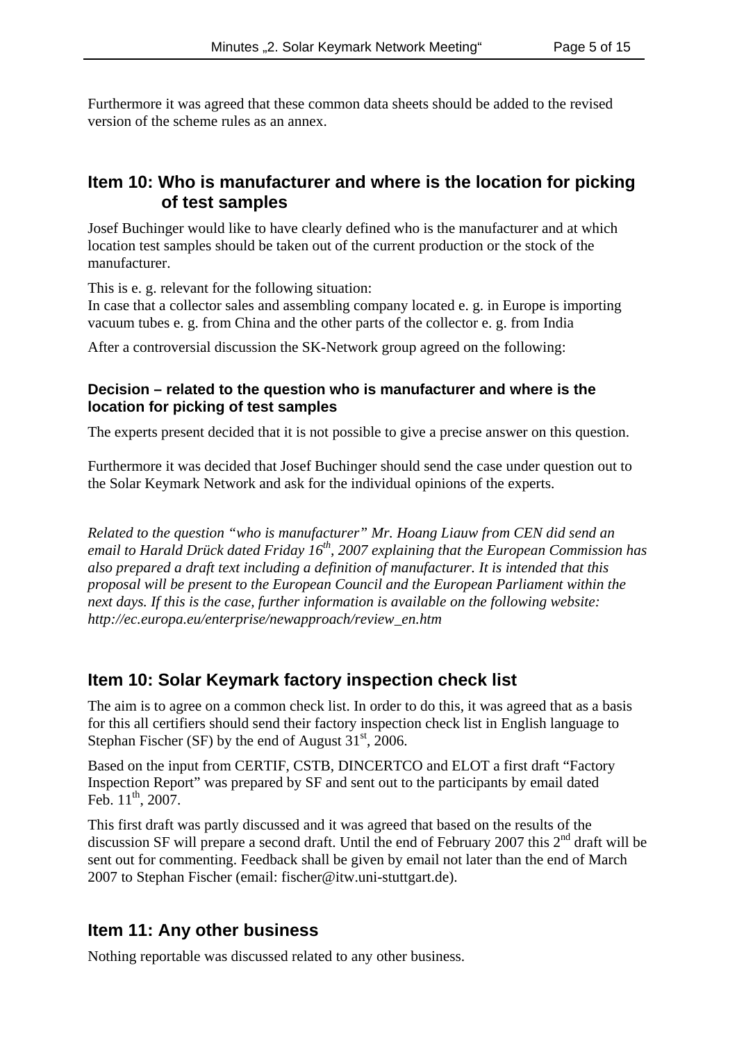Furthermore it was agreed that these common data sheets should be added to the revised version of the scheme rules as an annex.

## Item 10: Who is manufacturer and where is the location for picking of test samples

Josef Buchinger would like to have clearly defined who is the manufacturer and at which location test samples should be taken out of the current production or the stock of the manufacturer.

This is e. g. relevant for the following situation:
In case that a collector sales and assembling company located e. g. in Europe is importing vacuum tubes e. g. from China and the other parts of the collector e. g. from India

After a controversial discussion the SK-Network group agreed on the following:

### Decision – related to the question who is manufacturer and where is the location for picking of test samples

The experts present decided that it is not possible to give a precise answer on this question.

Furthermore it was decided that Josef Buchinger should send the case under question out to the Solar Keymark Network and ask for the individual opinions of the experts.

*Related to the question "who is manufacturer" Mr. Hoang Liauw from CEN did send an email to Harald Drück dated Friday 16th, 2007 explaining that the European Commission has also prepared a draft text including a definition of manufacturer. It is intended that this proposal will be present to the European Council and the European Parliament within the next days. If this is the case, further information is available on the following website: http://ec.europa.eu/enterprise/newapproach/review_en.htm*

## Item 10: Solar Keymark factory inspection check list

The aim is to agree on a common check list. In order to do this, it was agreed that as a basis for this all certifiers should send their factory inspection check list in English language to Stephan Fischer (SF) by the end of August 31st, 2006.

Based on the input from CERTIF, CSTB, DINCERTCO and ELOT a first draft "Factory Inspection Report" was prepared by SF and sent out to the participants by email dated Feb. 11th, 2007.

This first draft was partly discussed and it was agreed that based on the results of the discussion SF will prepare a second draft. Until the end of February 2007 this 2nd draft will be sent out for commenting. Feedback shall be given by email not later than the end of March 2007 to Stephan Fischer (email: fischer@itw.uni-stuttgart.de).

## Item 11: Any other business

Nothing reportable was discussed related to any other business.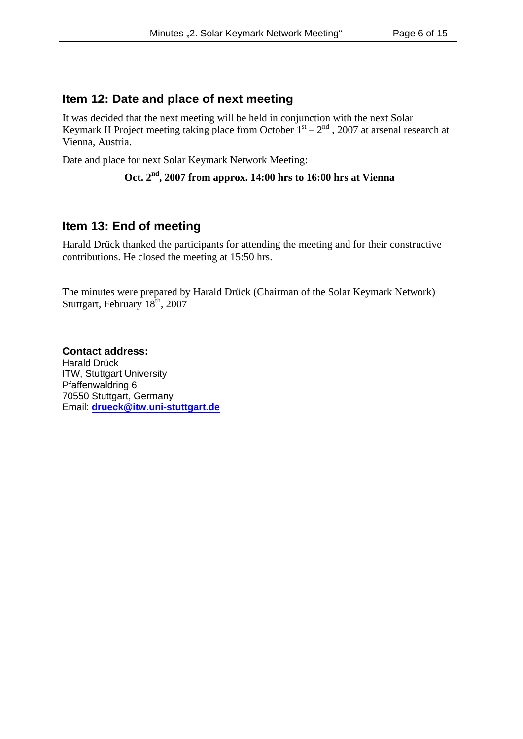## Item 12: Date and place of next meeting

It was decided that the next meeting will be held in conjunction with the next Solar Keymark II Project meeting taking place from October 1st – 2nd , 2007 at arsenal research at Vienna, Austria.

Date and place for next Solar Keymark Network Meeting:

**Oct. 2nd, 2007 from approx. 14:00 hrs to 16:00 hrs at Vienna**

## Item 13: End of meeting

Harald Drück thanked the participants for attending the meeting and for their constructive contributions. He closed the meeting at 15:50 hrs.

The minutes were prepared by Harald Drück (Chairman of the Solar Keymark Network)
Stuttgart, February 18th, 2007

**Contact address:**
Harald Drück
ITW, Stuttgart University
Pfaffenwaldring 6
70550 Stuttgart, Germany
Email: **drueck@itw.uni-stuttgart.de**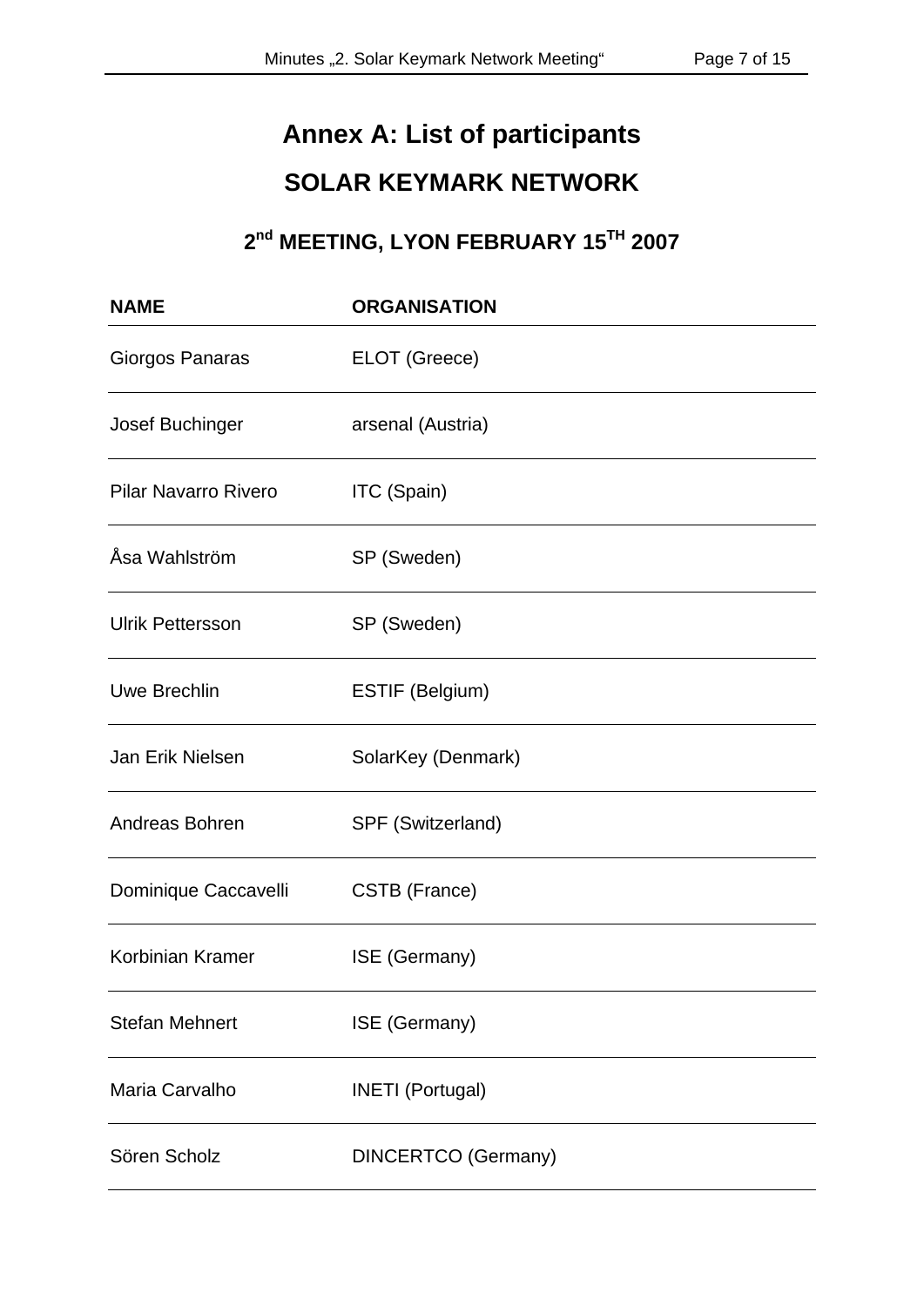# Annex A: List of participants

## SOLAR KEYMARK NETWORK

### 2nd MEETING, LYON FEBRUARY 15TH 2007

| NAME | ORGANISATION |
|---|---|
| Giorgos Panaras | ELOT (Greece) |
| Josef Buchinger | arsenal (Austria) |
| Pilar Navarro Rivero | ITC (Spain) |
| Åsa Wahlström | SP (Sweden) |
| Ulrik Pettersson | SP (Sweden) |
| Uwe Brechlin | ESTIF (Belgium) |
| Jan Erik Nielsen | SolarKey (Denmark) |
| Andreas Bohren | SPF (Switzerland) |
| Dominique Caccavelli | CSTB (France) |
| Korbinian Kramer | ISE (Germany) |
| Stefan Mehnert | ISE (Germany) |
| Maria Carvalho | INETI (Portugal) |
| Sören Scholz | DINCERTCO (Germany) |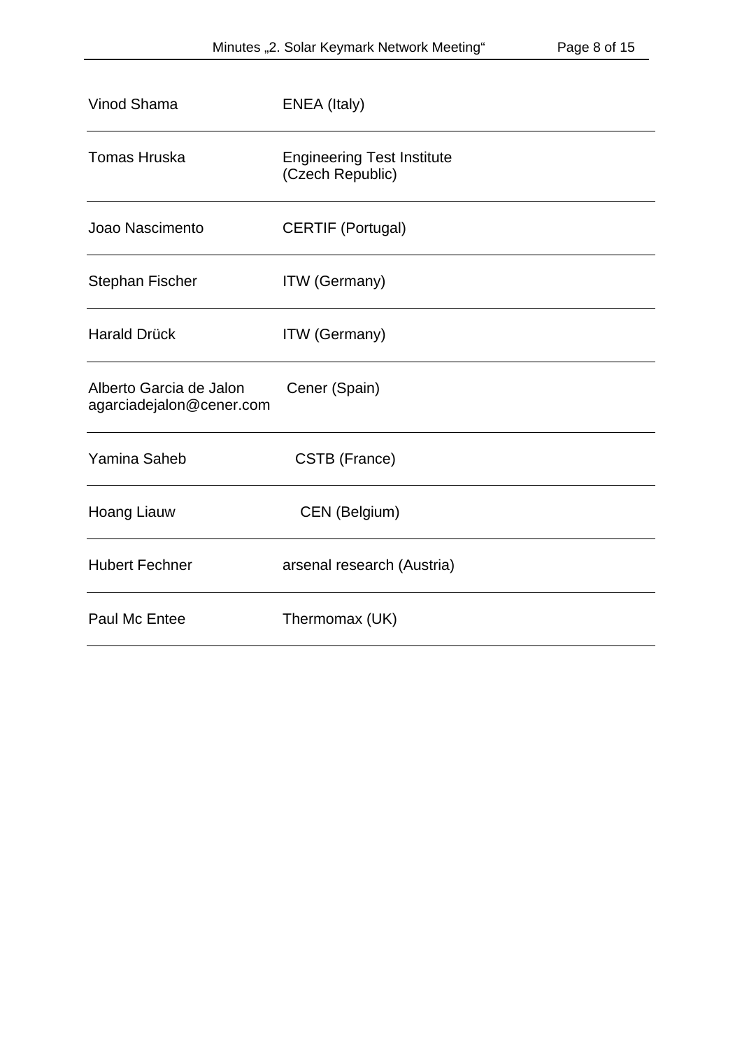| | |
|---|---|
| Vinod Shama | ENEA (Italy) |
| Tomas Hruska | Engineering Test Institute (Czech Republic) |
| Joao Nascimento | CERTIF (Portugal) |
| Stephan Fischer | ITW (Germany) |
| Harald Drück | ITW (Germany) |
| Alberto Garcia de Jalon agarciadejalon@cener.com | Cener (Spain) |
| Yamina Saheb | CSTB (France) |
| Hoang Liauw | CEN (Belgium) |
| Hubert Fechner | arsenal research (Austria) |
| Paul Mc Entee | Thermomax (UK) |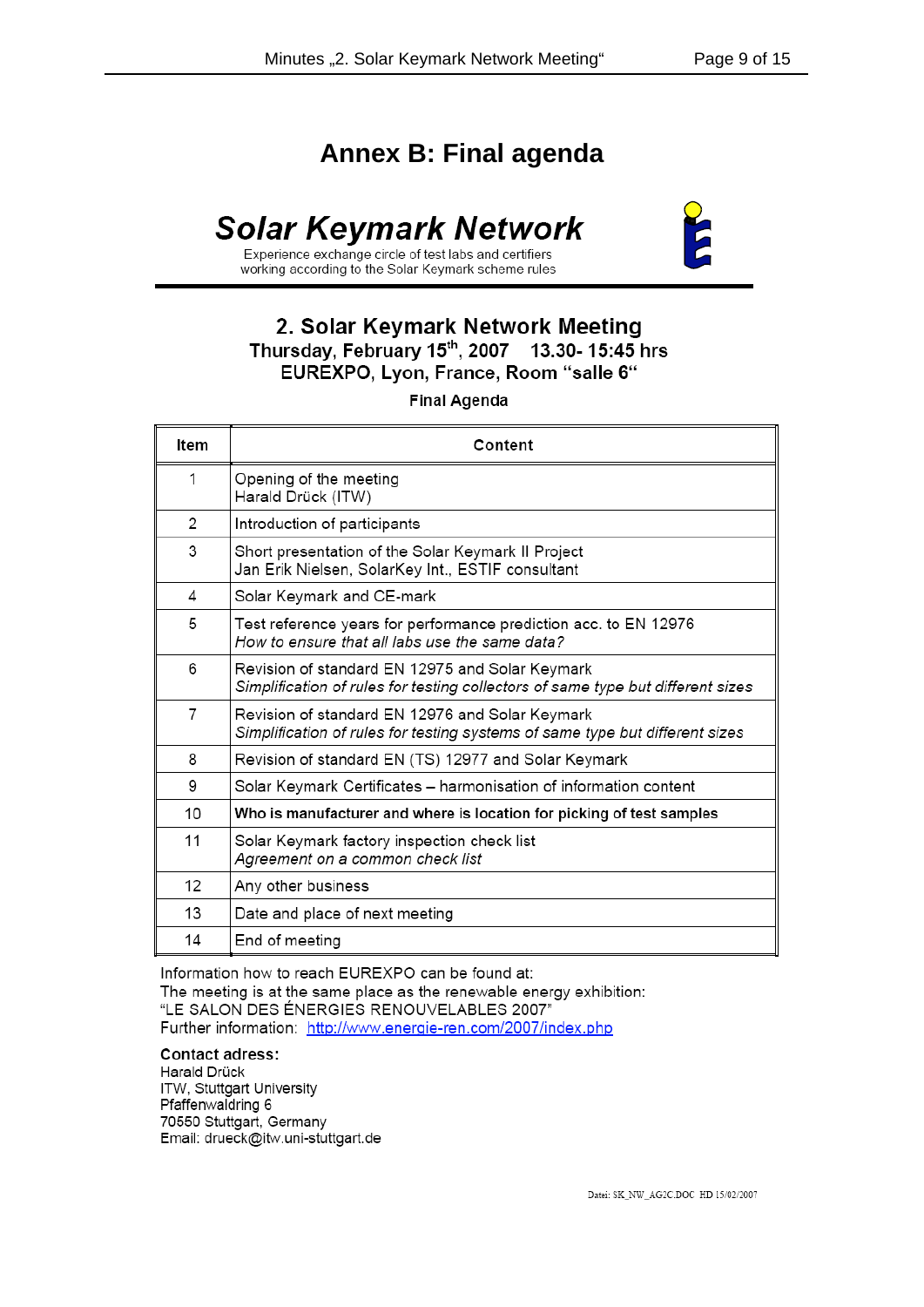# Annex B: Final agenda

## Solar Keymark Network

Experience exchange circle of test labs and certifiers
working according to the Solar Keymark scheme rules

### 2. Solar Keymark Network Meeting

**Thursday, February 15th, 2007 13.30- 15:45 hrs**
**EUREXPO, Lyon, France, Room "salle 6"**

**Final Agenda**

| Item | Content |
|---|---|
| 1 | Opening of the meeting<br>Harald Drück (ITW) |
| 2 | Introduction of participants |
| 3 | Short presentation of the Solar Keymark II Project<br>Jan Erik Nielsen, SolarKey Int., ESTIF consultant |
| 4 | Solar Keymark and CE-mark |
| 5 | Test reference years for performance prediction acc. to EN 12976<br>*How to ensure that all labs use the same data?* |
| 6 | Revision of standard EN 12975 and Solar Keymark<br>*Simplification of rules for testing collectors of same type but different sizes* |
| 7 | Revision of standard EN 12976 and Solar Keymark<br>*Simplification of rules for testing systems of same type but different sizes* |
| 8 | Revision of standard EN (TS) 12977 and Solar Keymark |
| 9 | Solar Keymark Certificates – harmonisation of information content |
| 10 | **Who is manufacturer and where is location for picking of test samples** |
| 11 | Solar Keymark factory inspection check list<br>*Agreement on a common check list* |
| 12 | Any other business |
| 13 | Date and place of next meeting |
| 14 | End of meeting |

Information how to reach EUREXPO can be found at:
The meeting is at the same place as the renewable energy exhibition:
"LE SALON DES ÉNERGIES RENOUVELABLES 2007"
Further information: http://www.energie-ren.com/2007/index.php

**Contact adress:**
Harald Drück
ITW, Stuttgart University
Pfaffenwaldring 6
70550 Stuttgart, Germany
Email: drueck@itw.uni-stuttgart.de

Datei: SK_NW_AG2C.DOC HD 15/02/2007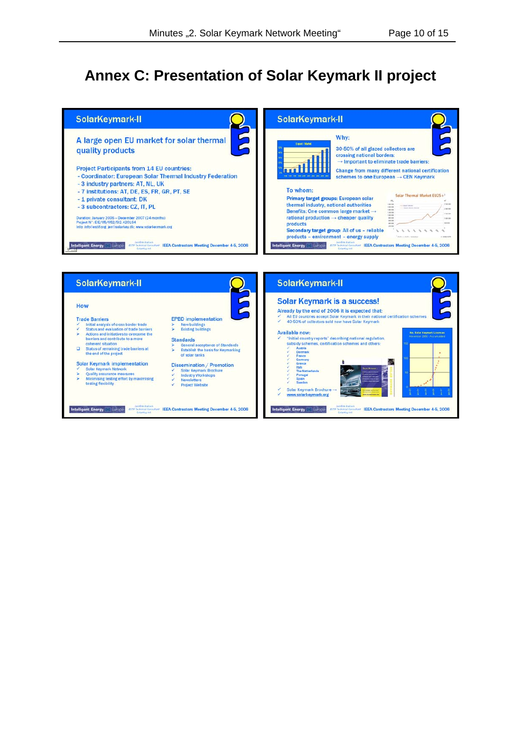# Annex C: Presentation of Solar Keymark II project

## SolarKeymark-II

**A large open EU market for solar thermal quality products**

Project Participants from 14 EU countries:

- Coordinator: European Solar Thermal Industry Federation
- 3 industry partners: AT, NL, UK
- 7 institutions: AT, DE, ES, FR, GR, PT, SE
- 1 private consultant: DK
- 3 subcontractors: CZ, IT, PL

Duration: January 2006 – December 2007 (24 months)
Project N°: EIE/05/052/SI2.420164
Info: info@estif.org; jen@solarkey.dk; www.solarkeymark.org

Intelligent Energy Europe — IEEA Contractors Meeting December 4-5, 2006

## SolarKeymark-II

Why:

30-50% of all glazed collectors are crossing national borders:
→ Important to eliminate trade barriers:

Change from many different national certification schemes to one European → CEN Keymark

To whom:

Primary target groups: European solar thermal industry, national authorities
Benefits: One common large market → rational production → cheaper quality products

Secondary target group: All of us – reliable products – environment – energy supply

Intelligent Energy Europe — IEEA Contractors Meeting December 4-5, 2006

## SolarKeymark-II

How

**Trade Barriers**

- ✓ Initial analysis of cross border trade
- ✓ Status and evaluation of trade barriers
- ➤ Actions and initiatives to overcome the barriers and contribute to a more coherent situation
- ☐ Status of remaining trade barriers at the end of the project

**Solar Keymark implementation**

- ✓ Solar Keymark Network
- ➤ Quality assurance measures
- ➤ Minimising testing effort by maximising testing flexibility

**EPBD implementation**

- ➤ New buildings
- ➤ Existing buildings

**Standards**

- ➤ General acceptance of Standards
- ➤ Establish the basis for Keymarking of solar tanks

**Dissemination / Promotion**

- ✓ Solar Keymark Brochure
- ✓ Industry Workshops
- ✓ Newsletters
- ✓ Project Website

Intelligent Energy Europe — IEEA Contractors Meeting December 4-5, 2006

## SolarKeymark-II

**Solar Keymark is a success!**

Already by the end of 2006 it is expected that:

- ✓ All EU countries accept Solar Keymark in their national certification schemes
- ✓ 40-50% of collectors sold now have Solar Keymark

Available now:

- ✓ 'Initial country reports' describing national regulation, subsidy schemes, certification schemes and others:
  - ✓ Austria
  - ✓ Denmark
  - ✓ France
  - ✓ Germany
  - ✓ Greece
  - ✓ Italy
  - ✓ The Netherlands
  - ✓ Portugal
  - ✓ Spain
  - ✓ Sweden
- ✓ Solar Keymark Brochure →
- ✓ www.solarkeymark.org

No. Solar Keymark Licenses — November 2006 - Accumulated

Intelligent Energy Europe — IEEA Contractors Meeting December 4-5, 2006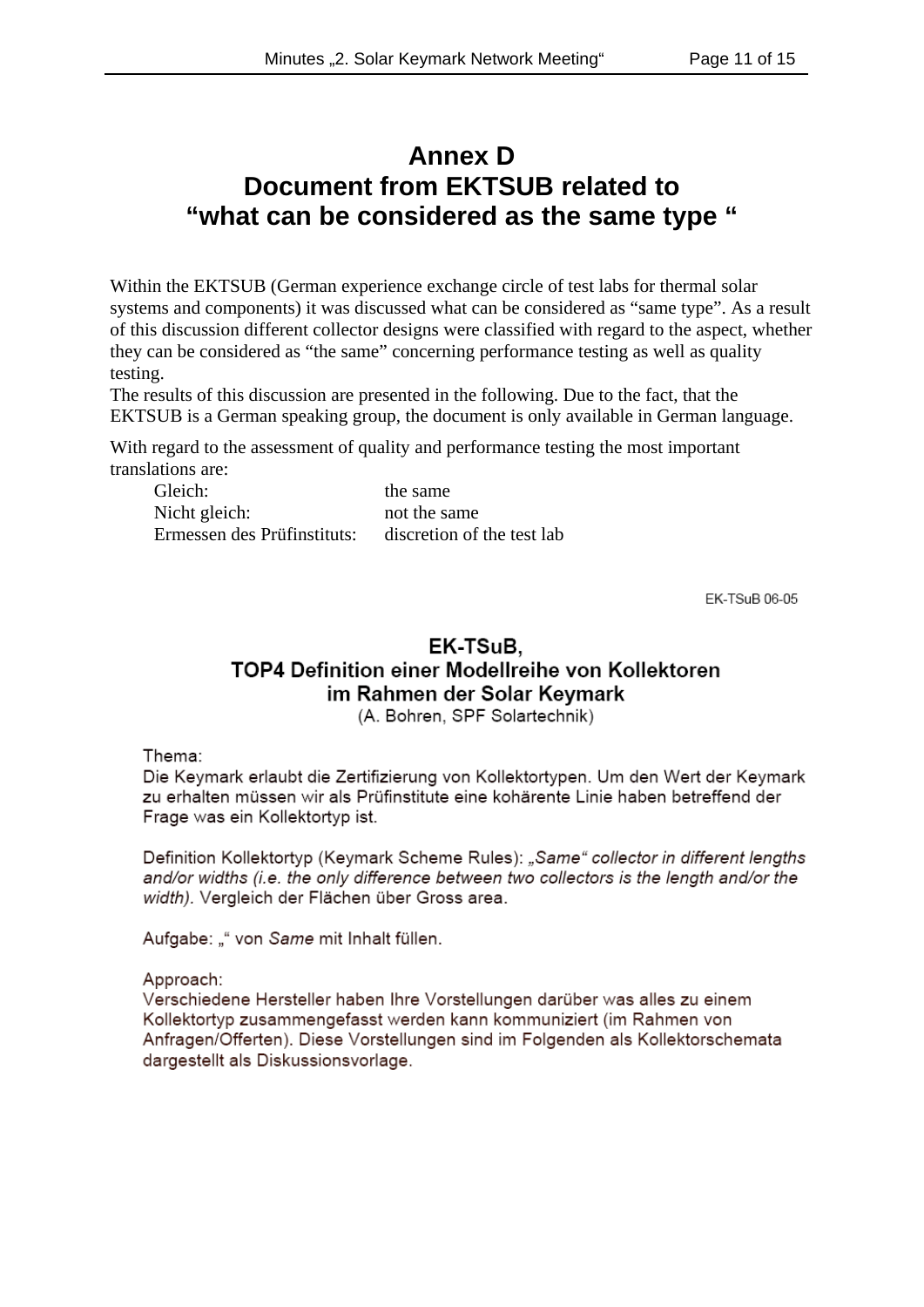# Annex D
# Document from EKTSUB related to "what can be considered as the same type "

Within the EKTSUB (German experience exchange circle of test labs for thermal solar systems and components) it was discussed what can be considered as "same type". As a result of this discussion different collector designs were classified with regard to the aspect, whether they can be considered as "the same" concerning performance testing as well as quality testing.
The results of this discussion are presented in the following. Due to the fact, that the EKTSUB is a German speaking group, the document is only available in German language.

With regard to the assessment of quality and performance testing the most important translations are:

| | |
|---|---|
| Gleich: | the same |
| Nicht gleich: | not the same |
| Ermessen des Prüfinstituts: | discretion of the test lab |

EK-TSuB 06-05

## EK-TSuB,
## TOP4 Definition einer Modellreihe von Kollektoren im Rahmen der Solar Keymark

(A. Bohren, SPF Solartechnik)

Thema:
Die Keymark erlaubt die Zertifizierung von Kollektortypen. Um den Wert der Keymark zu erhalten müssen wir als Prüfinstitute eine kohärente Linie haben betreffend der Frage was ein Kollektortyp ist.

Definition Kollektortyp (Keymark Scheme Rules): *„Same" collector in different lengths and/or widths (i.e. the only difference between two collectors is the length and/or the width).* Vergleich der Flächen über Gross area.

Aufgabe: „" von *Same* mit Inhalt füllen.

Approach:
Verschiedene Hersteller haben Ihre Vorstellungen darüber was alles zu einem Kollektortyp zusammengefasst werden kann kommuniziert (im Rahmen von Anfragen/Offerten). Diese Vorstellungen sind im Folgenden als Kollektorschemata dargestellt als Diskussionsvorlage.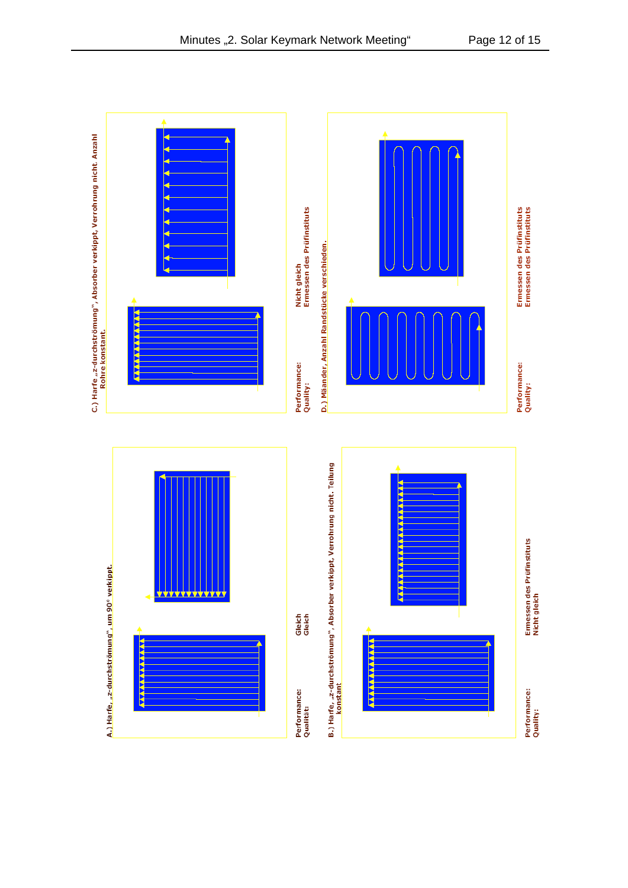A.) Harfe, „z-durchströmung", um 90° verkippt.

Performance: Gleich
Qualität: Gleich

B.) Harfe, „z-durchströmung", Absorber verkippt, Verrohrung nicht. Teilung konstant

Performance: Ermessen des Prüfinstituts
Quality: Nicht gleich

C.) Harfe „z-durchströmung", Absorber verkippt, Verrohrung nicht. Anzahl Rohre konstant.

Performance: Nicht gleich
Quality: Ermessen des Prüfinstituts

D.) Mäander, Anzahl Randstücke verschieden.

Performance: Ermessen des Prüfinstituts
Quality: Ermessen des Prüfinstituts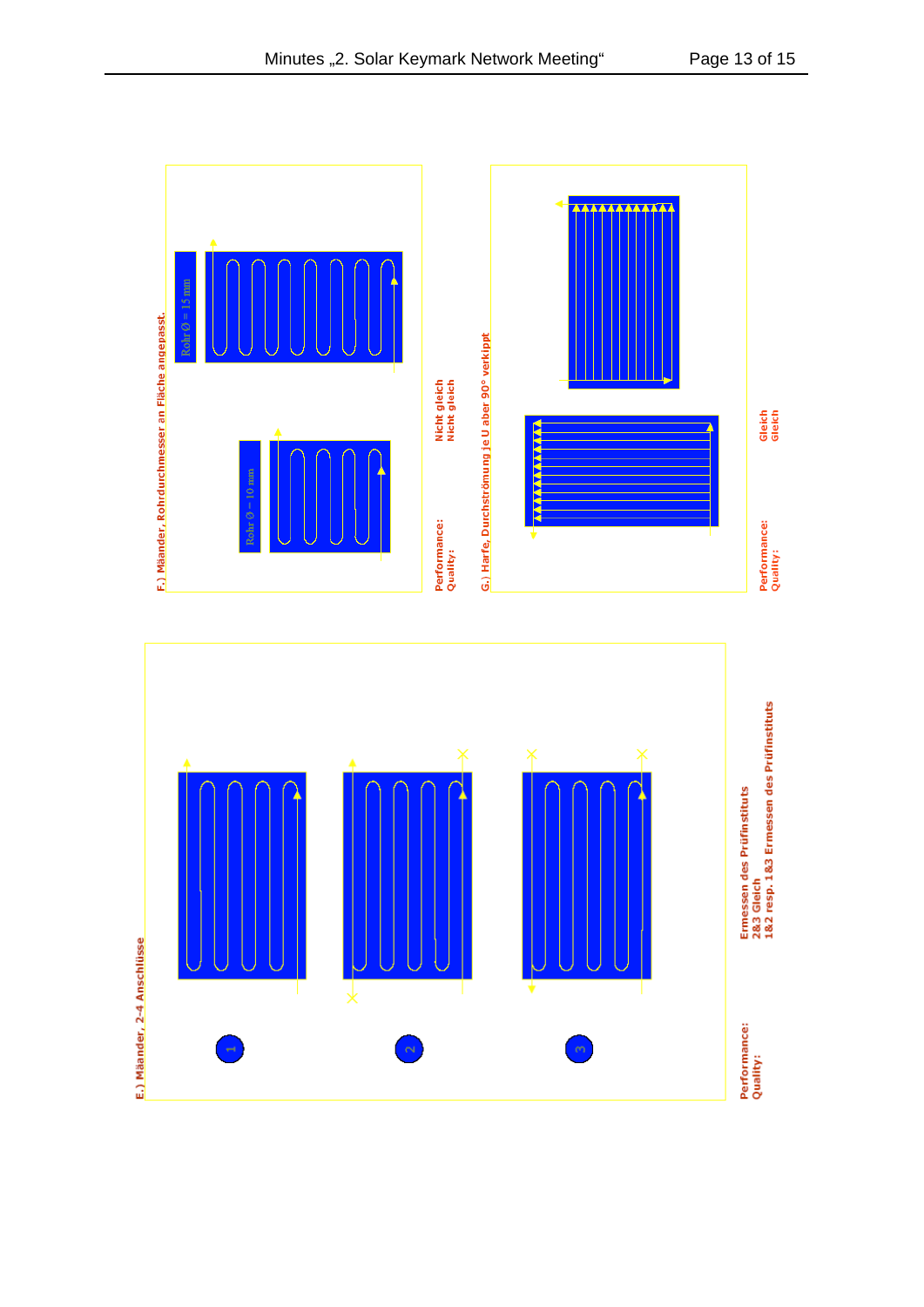**F.) Mäander, Rohrdurchmesser an Fläche angepasst.**

Rohr Ø = 15 mm

Rohr Ø = 10 mm

Performance: Nicht gleich
Quality: Nicht gleich

**G.) Harfe, Durchströmung je U aber 90° verkippt**

Performance: Gleich
Quality: Gleich

**E.) Mäander, 2-4 Anschlüsse**

1

2

3

Performance: Ermessen des Prüfinstituts
Quality: 2&3 Gleich
1&2 resp. 1&3 Ermessen des Prüfinstituts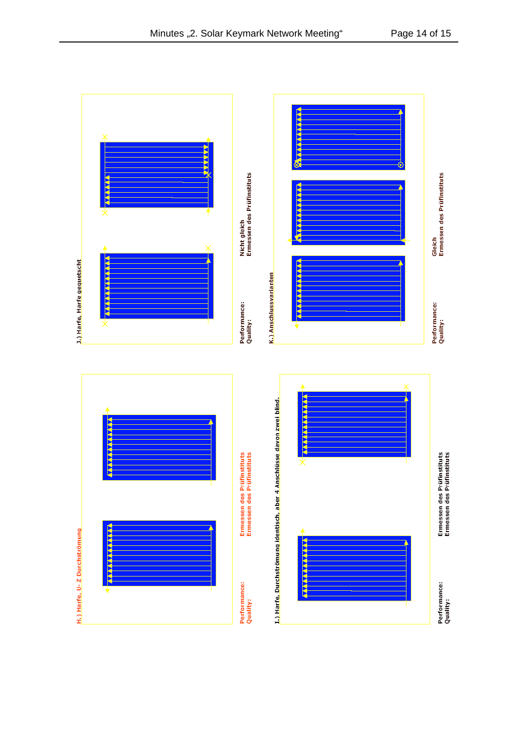## H.) Harfe, U- Z Durchströmung

Performance: Ermessen des Prüfinstituts
Quality: Ermessen des Prüfinstituts

## I.) Harfe, Durchströmung identisch, aber 4 Anschlüsse davon zwei blind.

Performance: Ermessen des Prüfinstituts
Quality: Ermessen des Prüfinstituts

## J.) Harfe, Harfe gequetscht

Performance: Nicht gleich
Quality: Ermessen des Prüfinstituts

## K.) Anschlussvarianten

Performance: Gleich
Quality: Ermessen des Prüfinstituts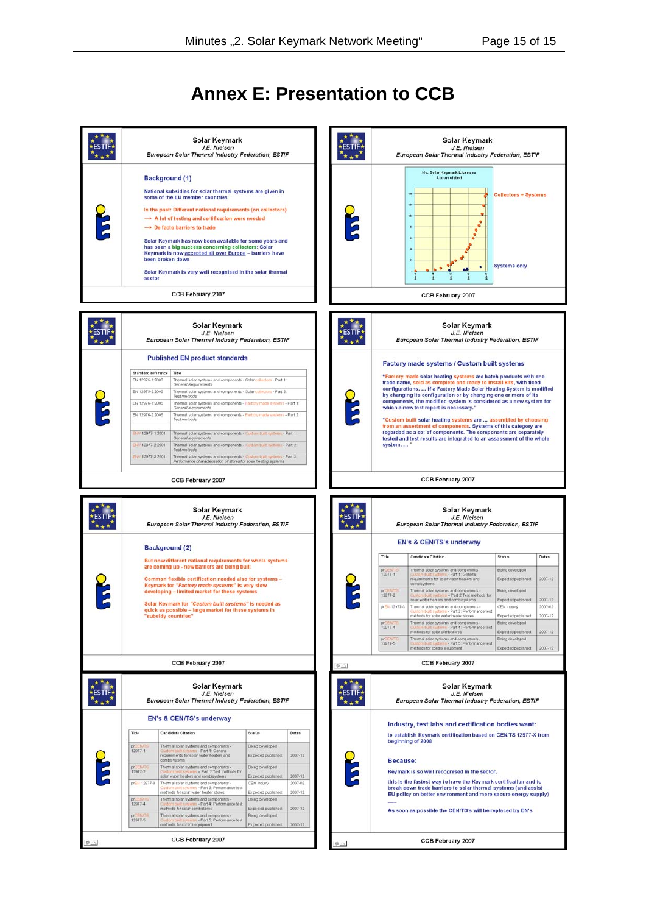# Annex E: Presentation to CCB

## Solar Keymark
*J.E. Nielsen*
*European Solar Thermal Industry Federation, ESTIF*

### Background (1)

National subsidies for solar thermal systems are given in some of the EU member countries

In the past: Different national requirements (on collectors)
→ A lot of testing and certification were needed
→ De facto barriers to trade

Solar Keymark has now been available for some years and has been a big success concerning collectors: Solar Keymark is now accepted all over Europe – barriers have been broken down

Solar Keymark is very well recognised in the solar thermal sector

CCB February 2007

---

## Solar Keymark
*J.E. Nielsen*
*European Solar Thermal Industry Federation, ESTIF*

No. Solar Keymark Licenses Accumulated

Collectors + Systems

Systems only

CCB February 2007

---

## Solar Keymark
*J.E. Nielsen*
*European Solar Thermal Industry Federation, ESTIF*

### Published EN product standards

| Standard reference | Title |
|---|---|
| EN 12975-1:2006 | Thermal solar systems and components - Solar collectors - Part 1: General Requirements |
| EN 12975-2:2006 | Thermal solar systems and components - Solar collectors - Part 2: Test methods |
| EN 12976-1:2006 | Thermal solar systems and components - Factory made systems - Part 1: General requirements |
| EN 12976-2:2006 | Thermal solar systems and components - Factory made systems - Part 2: Test methods |
| ENV 12977-1:2001 | Thermal solar systems and components - Custom built systems - Part 1: General requirements |
| ENV 12977-2:2001 | Thermal solar systems and components - Custom built systems - Part 2: Test methods |
| ENV 12977-3:2001 | Thermal solar systems and components - Custom built systems - Part 3: Performance characterisation of stores for solar heating systems |

CCB February 2007

---

## Solar Keymark
*J.E. Nielsen*
*European Solar Thermal Industry Federation, ESTIF*

### Factory made systems / Custom built systems

"Factory made solar heating systems are batch products with one trade name, sold as complete and ready to install kits, with fixed configurations. ... If a Factory Made Solar Heating System is modified by changing its configuration or by changing one or more of its components, the modified system is considered as a new system for which a new test report is necessary."

"Custom built solar heating systems are ... assembled by choosing from an assortment of components. Systems of this category are regarded as a set of components. The components are separately tested and test results are integrated to an assessment of the whole system. ... "

CCB February 2007

---

## Solar Keymark
*J.E. Nielsen*
*European Solar Thermal Industry Federation, ESTIF*

### Background (2)

But now different national requirements for whole systems are coming up - new barriers are being built

Common flexible certification needed also for systems – Keymark for *"Factory made systems"* is very slow developing – limited market for these systems

Solar Keymark for *"Custom built systems"* is needed as quick as possible – large market for these systems in "subsidy countries"

CCB February 2007

---

## Solar Keymark
*J.E. Nielsen*
*European Solar Thermal Industry Federation, ESTIF*

### EN's & CEN/TS's underway

| Title | Candidate Citation | Status | Dates |
|---|---|---|---|
| prCEN/TS 12977-1 | Thermal solar systems and components - Custom built systems - Part 1: General requirements for solar water heaters and combisystems | Being developed / Expected published | 2007-12 |
| prCEN/TS 12977-2 | Thermal solar systems and components - Custom built systems - Part 2: Test methods for solar water heaters and combisystems | Being developed / Expected published | 2007-12 |
| prEN 12977-3 | Thermal solar systems and components - Custom built systems - Part 3: Performance test methods for solar water heater stores | CEN inquiry / Expected published | 2007-02 / 2007-12 |
| prCEN/TS 12977-4 | Thermal solar systems and components - Custom built systems - Part 4: Performance test methods for solar combistores | Being developed / Expected published | 2007-12 |
| prCEN/TS 12977-5 | Thermal solar systems and components - Custom built systems - Part 5: Performance test methods for control equipment | Being developed / Expected published | 2007-12 |

CCB February 2007

---

## Solar Keymark
*J.E. Nielsen*
*European Solar Thermal Industry Federation, ESTIF*

### EN's & CEN/TS's underway

| Title | Candidate Citation | Status | Dates |
|---|---|---|---|
| prCEN/TS 12977-1 | Thermal solar systems and components - Custom built systems - Part 1: General requirements for solar water heaters and combisystems | Being developed / Expected published | 2007-12 |
| prCEN/TS 12977-2 | Thermal solar systems and components - Custom built systems - Part 2: Test methods for solar water heaters and combisystems | Being developed / Expected published | 2007-12 |
| prEN 12977-3 | Thermal solar systems and components - Custom built systems - Part 3: Performance test methods for solar water heater stores | CEN inquiry / Expected published | 2007-02 / 2007-12 |
| prCEN/TS 12977-4 | Thermal solar systems and components - Custom built systems - Part 4: Performance test methods for solar combistores | Being developed / Expected published | 2007-12 |
| prCEN/TS 12977-5 | Thermal solar systems and components - Custom built systems - Part 5: Performance test methods for control equipment | Being developed / Expected published | 2007-12 |

CCB February 2007

---

## Solar Keymark
*J.E. Nielsen*
*European Solar Thermal Industry Federation, ESTIF*

### Industry, test labs and certification bodies want:

to establish Keymark certification based on CEN/TS 12977-X from beginning of 2008

### Because:

Keymark is so well recognised in the sector.

this is the fastest way to have the Keymark certification and to break down trade barriers to solar thermal systems (and assist EU policy on better environment and more secure energy supply)

As soon as possible the CEN/TS's will be replaced by EN's

CCB February 2007